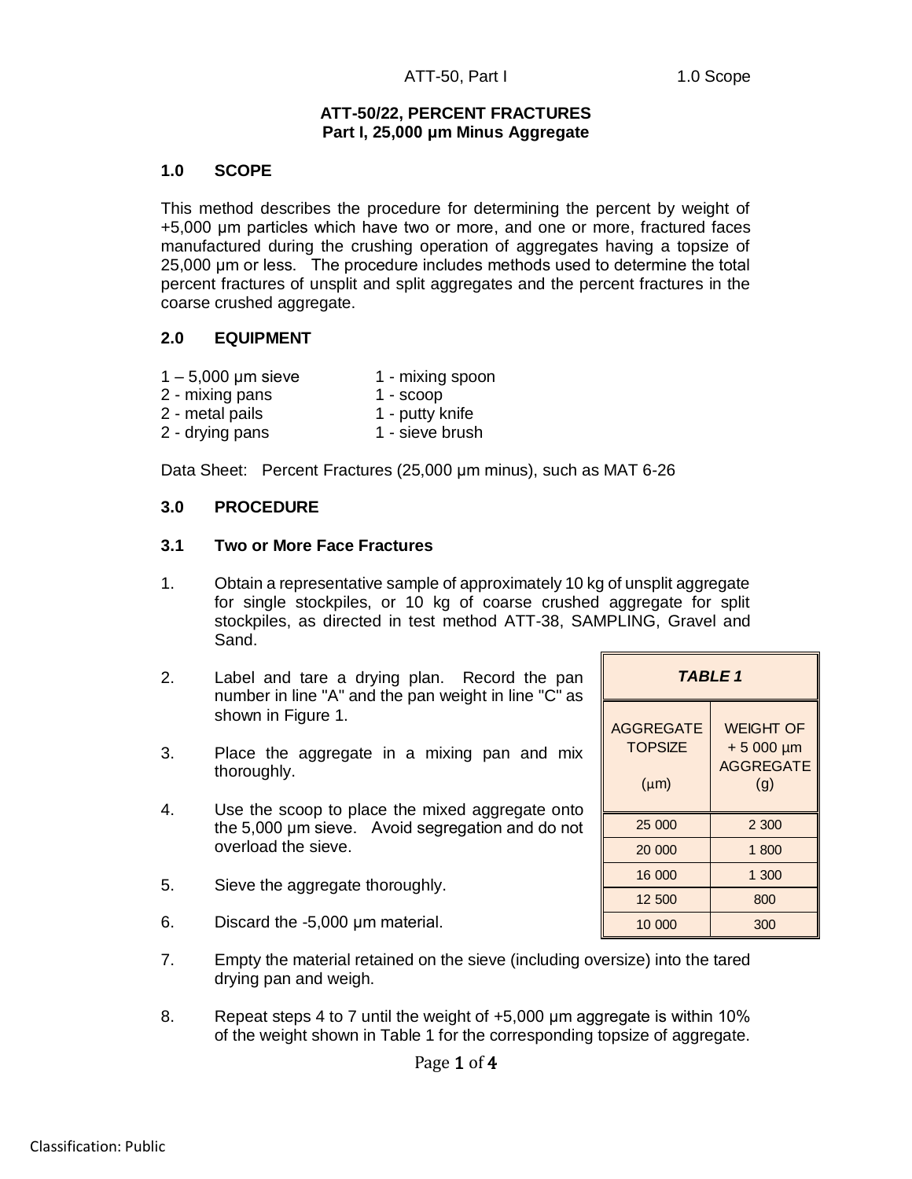# ATT-50/22, PERCENT FRACTURES
## Part I, 25,000 µm Minus Aggregate

### 1.0 SCOPE

This method describes the procedure for determining the percent by weight of +5,000 µm particles which have two or more, and one or more, fractured faces manufactured during the crushing operation of aggregates having a topsize of 25,000 µm or less. The procedure includes methods used to determine the total percent fractures of unsplit and split aggregates and the percent fractures in the coarse crushed aggregate.

### 2.0 EQUIPMENT

| | |
|---|---|
| 1 – 5,000 µm sieve | 1 - mixing spoon |
| 2 - mixing pans | 1 - scoop |
| 2 - metal pails | 1 - putty knife |
| 2 - drying pans | 1 - sieve brush |

Data Sheet: Percent Fractures (25,000 µm minus), such as MAT 6-26

### 3.0 PROCEDURE

#### 3.1 Two or More Face Fractures

1. Obtain a representative sample of approximately 10 kg of unsplit aggregate for single stockpiles, or 10 kg of coarse crushed aggregate for split stockpiles, as directed in test method ATT-38, SAMPLING, Gravel and Sand.
2. Label and tare a drying plan. Record the pan number in line "A" and the pan weight in line "C" as shown in Figure 1.
3. Place the aggregate in a mixing pan and mix thoroughly.
4. Use the scoop to place the mixed aggregate onto the 5,000 µm sieve. Avoid segregation and do not overload the sieve.
5. Sieve the aggregate thoroughly.
6. Discard the -5,000 µm material.
7. Empty the material retained on the sieve (including oversize) into the tared drying pan and weigh.
8. Repeat steps 4 to 7 until the weight of +5,000 µm aggregate is within 10% of the weight shown in Table 1 for the corresponding topsize of aggregate.

***TABLE 1***

| AGGREGATE TOPSIZE (µm) | WEIGHT OF + 5 000 µm AGGREGATE (g) |
|---|---|
| 25 000 | 2 300 |
| 20 000 | 1 800 |
| 16 000 | 1 300 |
| 12 500 | 800 |
| 10 000 | 300 |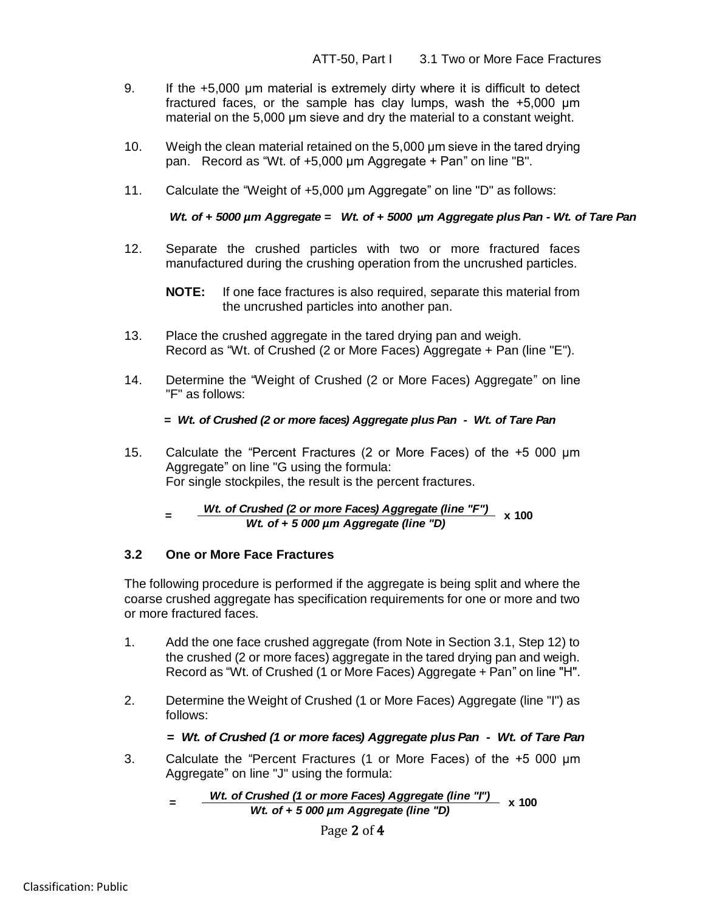9. If the +5,000 µm material is extremely dirty where it is difficult to detect fractured faces, or the sample has clay lumps, wash the +5,000 µm material on the 5,000 µm sieve and dry the material to a constant weight.

10. Weigh the clean material retained on the 5,000 µm sieve in the tared drying pan. Record as "Wt. of +5,000 µm Aggregate + Pan" on line "B".

11. Calculate the "Weight of +5,000 µm Aggregate" on line "D" as follows:

    ***Wt. of + 5000 µm Aggregate = Wt. of + 5000 µm Aggregate plus Pan - Wt. of Tare Pan***

12. Separate the crushed particles with two or more fractured faces manufactured during the crushing operation from the uncrushed particles.

    **NOTE:** If one face fractures is also required, separate this material from the uncrushed particles into another pan.

13. Place the crushed aggregate in the tared drying pan and weigh. Record as "Wt. of Crushed (2 or More Faces) Aggregate + Pan (line "E").

14. Determine the "Weight of Crushed (2 or More Faces) Aggregate" on line "F" as follows:

    ***= Wt. of Crushed (2 or more faces) Aggregate plus Pan - Wt. of Tare Pan***

15. Calculate the "Percent Fractures (2 or More Faces) of the +5 000 µm Aggregate" on line "G using the formula:
    For single stockpiles, the result is the percent fractures.

$$= \frac{\textit{Wt. of Crushed (2 or more Faces) Aggregate (line "F")}}{\textit{Wt. of + 5 000 µm Aggregate (line "D)}} \times 100$$

### 3.2 One or More Face Fractures

The following procedure is performed if the aggregate is being split and where the coarse crushed aggregate has specification requirements for one or more and two or more fractured faces.

1. Add the one face crushed aggregate (from Note in Section 3.1, Step 12) to the crushed (2 or more faces) aggregate in the tared drying pan and weigh. Record as "Wt. of Crushed (1 or More Faces) Aggregate + Pan" on line "H".

2. Determine the Weight of Crushed (1 or More Faces) Aggregate (line "I") as follows:

   ***= Wt. of Crushed (1 or more faces) Aggregate plus Pan - Wt. of Tare Pan***

3. Calculate the "Percent Fractures (1 or More Faces) of the +5 000 µm Aggregate" on line "J" using the formula:

$$= \frac{\textit{Wt. of Crushed (1 or more Faces) Aggregate (line "I")}}{\textit{Wt. of + 5 000 µm Aggregate (line "D)}} \times 100$$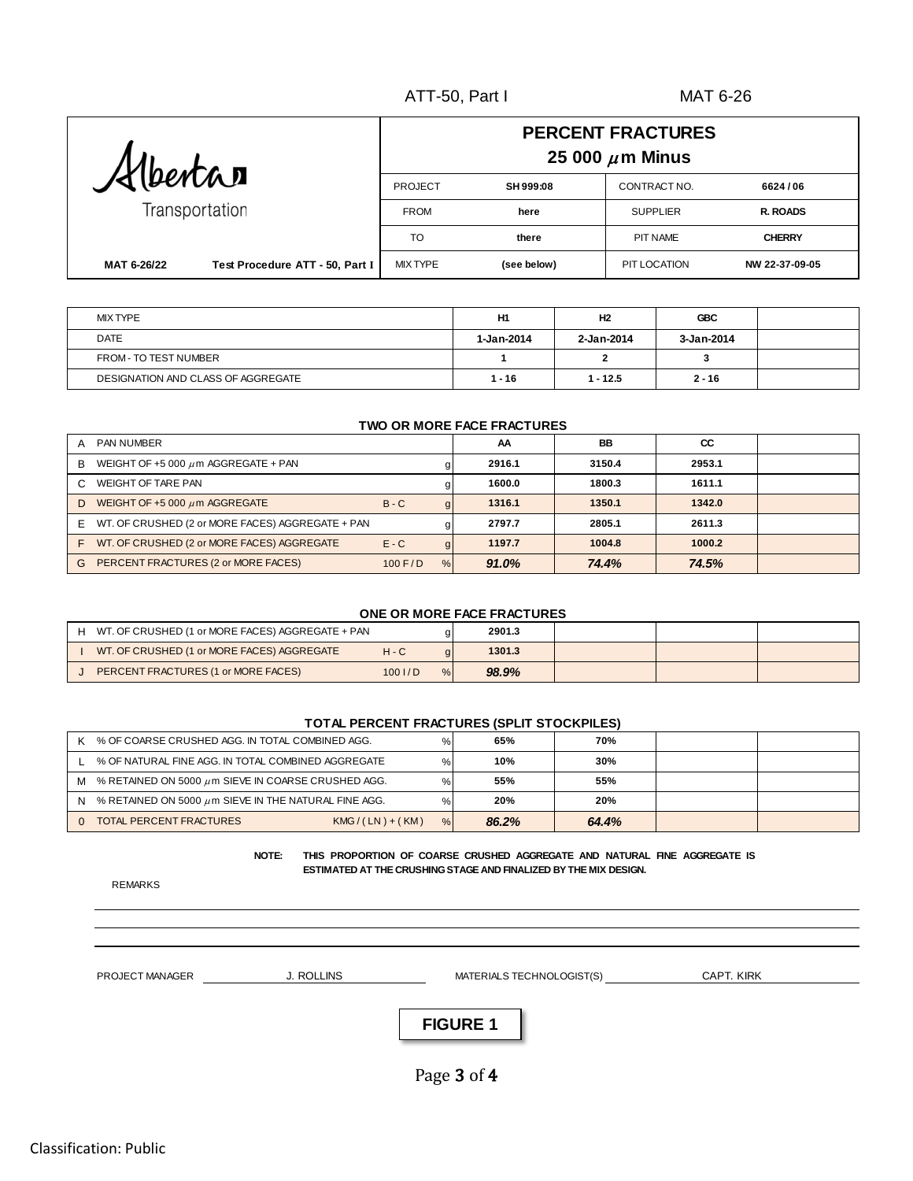ATT-50, Part I MAT 6-26

| Alberta Transportation | PERCENT FRACTURES 25 000 $\mu$m Minus | | | |
|---|---|---|---|---|
| | PROJECT | SH 999:08 | CONTRACT NO. | 6624 / 06 |
| | FROM | here | SUPPLIER | R. ROADS |
| | TO | there | PIT NAME | CHERRY |
| MAT 6-26/22 Test Procedure ATT - 50, Part I | MIX TYPE | (see below) | PIT LOCATION | NW 22-37-09-05 |

| | | | | | | |
|---|---|---|---|---|---|---|
| MIX TYPE | | | H1 | H2 | GBC | |
| DATE | | | 1-Jan-2014 | 2-Jan-2014 | 3-Jan-2014 | |
| FROM - TO TEST NUMBER | | | 1 | 2 | 3 | |
| DESIGNATION AND CLASS OF AGGREGATE | | | 1 - 16 | 1 - 12.5 | 2 - 16 | |

**TWO OR MORE FACE FRACTURES**

| | | | | | | | |
|---|---|---|---|---|---|---|---|
| A | PAN NUMBER | | | AA | BB | CC | |
| B | WEIGHT OF +5 000 $\mu$m AGGREGATE + PAN | | g | 2916.1 | 3150.4 | 2953.1 | |
| C | WEIGHT OF TARE PAN | | g | 1600.0 | 1800.3 | 1611.1 | |
| D | WEIGHT OF +5 000 $\mu$m AGGREGATE | B - C | g | 1316.1 | 1350.1 | 1342.0 | |
| E | WT. OF CRUSHED (2 or MORE FACES) AGGREGATE + PAN | | g | 2797.7 | 2805.1 | 2611.3 | |
| F | WT. OF CRUSHED (2 or MORE FACES) AGGREGATE | E - C | g | 1197.7 | 1004.8 | 1000.2 | |
| G | PERCENT FRACTURES (2 or MORE FACES) | 100 F / D | % | *91.0%* | *74.4%* | *74.5%* | |

**ONE OR MORE FACE FRACTURES**

| | | | | | | | |
|---|---|---|---|---|---|---|---|
| H | WT. OF CRUSHED (1 or MORE FACES) AGGREGATE + PAN | | g | 2901.3 | | | |
| I | WT. OF CRUSHED (1 or MORE FACES) AGGREGATE | H - C | g | 1301.3 | | | |
| J | PERCENT FRACTURES (1 or MORE FACES) | 100 I / D | % | *98.9%* | | | |

**TOTAL PERCENT FRACTURES (SPLIT STOCKPILES)**

| | | | | | | | |
|---|---|---|---|---|---|---|---|
| K | % OF COARSE CRUSHED AGG. IN TOTAL COMBINED AGG. | | % | 65% | 70% | | |
| L | % OF NATURAL FINE AGG. IN TOTAL COMBINED AGGREGATE | | % | 10% | 30% | | |
| M | % RETAINED ON 5000 $\mu$m SIEVE IN COARSE CRUSHED AGG. | | % | 55% | 55% | | |
| N | % RETAINED ON 5000 $\mu$m SIEVE IN THE NATURAL FINE AGG. | | % | 20% | 20% | | |
| 0 | TOTAL PERCENT FRACTURES | KMG / ( LN ) + ( KM ) | % | *86.2%* | *64.4%* | | |

**NOTE: THIS PROPORTION OF COARSE CRUSHED AGGREGATE AND NATURAL FINE AGGREGATE IS ESTIMATED AT THE CRUSHING STAGE AND FINALIZED BY THE MIX DESIGN.**

REMARKS

PROJECT MANAGER J. ROLLINS MATERIALS TECHNOLOGIST(S) CAPT. KIRK

**FIGURE 1**

Classification: Public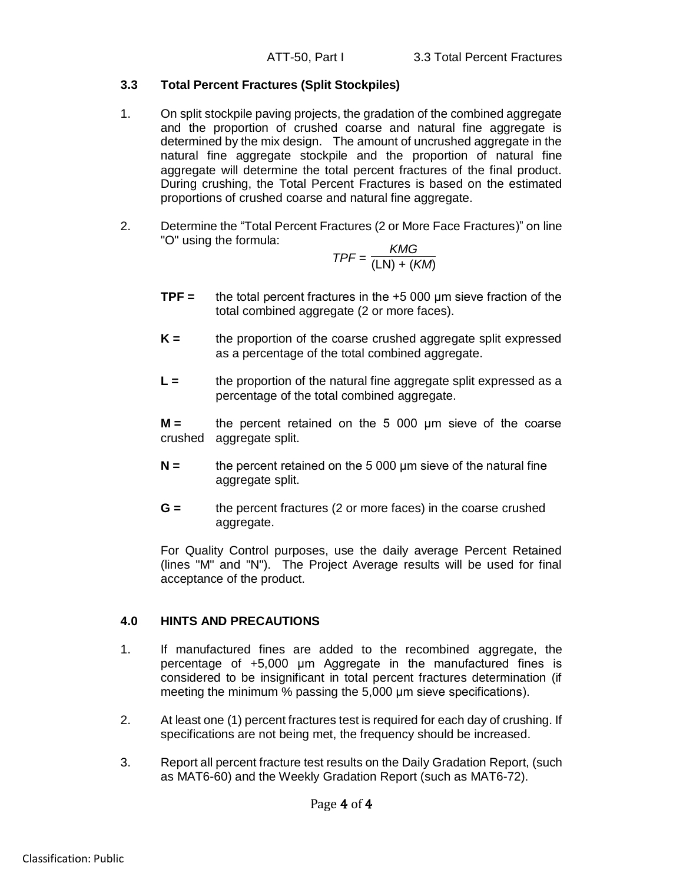### 3.3 Total Percent Fractures (Split Stockpiles)

1. On split stockpile paving projects, the gradation of the combined aggregate and the proportion of crushed coarse and natural fine aggregate is determined by the mix design. The amount of uncrushed aggregate in the natural fine aggregate stockpile and the proportion of natural fine aggregate will determine the total percent fractures of the final product. During crushing, the Total Percent Fractures is based on the estimated proportions of crushed coarse and natural fine aggregate.

2. Determine the "Total Percent Fractures (2 or More Face Fractures)" on line "O" using the formula:

$$TPF = \frac{KMG}{(LN) + (KM)}$$

**TPF =** the total percent fractures in the +5 000 µm sieve fraction of the total combined aggregate (2 or more faces).

**K =** the proportion of the coarse crushed aggregate split expressed as a percentage of the total combined aggregate.

**L =** the proportion of the natural fine aggregate split expressed as a percentage of the total combined aggregate.

**M =** the percent retained on the 5 000 µm sieve of the coarse crushed aggregate split.

**N =** the percent retained on the 5 000 µm sieve of the natural fine aggregate split.

**G =** the percent fractures (2 or more faces) in the coarse crushed aggregate.

For Quality Control purposes, use the daily average Percent Retained (lines "M" and "N"). The Project Average results will be used for final acceptance of the product.

### 4.0 HINTS AND PRECAUTIONS

1. If manufactured fines are added to the recombined aggregate, the percentage of +5,000 µm Aggregate in the manufactured fines is considered to be insignificant in total percent fractures determination (if meeting the minimum % passing the 5,000 µm sieve specifications).

2. At least one (1) percent fractures test is required for each day of crushing. If specifications are not being met, the frequency should be increased.

3. Report all percent fracture test results on the Daily Gradation Report, (such as MAT6-60) and the Weekly Gradation Report (such as MAT6-72).